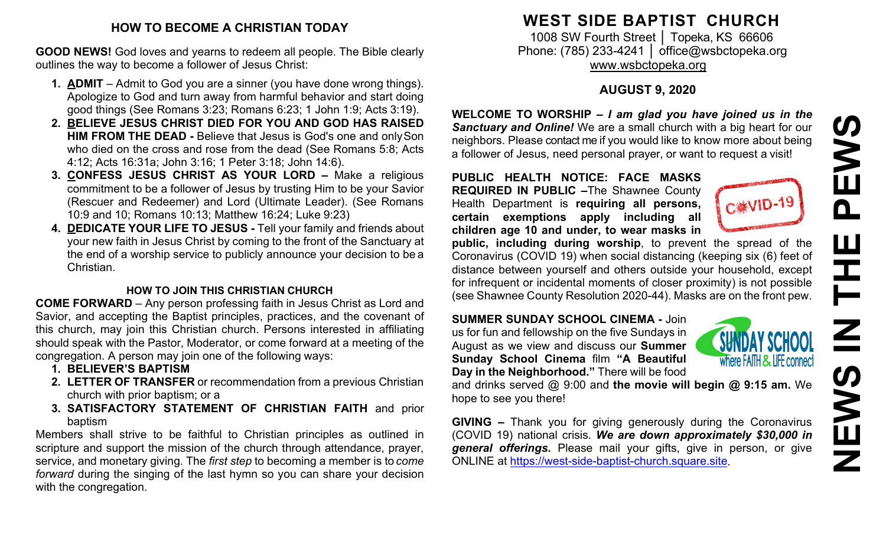## HOW TO BECOME A CHRISTIAN TODAY

**GOOD NEWS!** God loves and yearns to redeem all people. The Bible clearly outlines the way to become a follower of Jesus Christ:

1. **ADMIT** – Admit to God you are a sinner (you have done wrong things). Apologize to God and turn away from harmful behavior and start doing good things (See Romans 3:23; Romans 6:23; 1 John 1:9; Acts 3:19).
2. **BELIEVE JESUS CHRIST DIED FOR YOU AND GOD HAS RAISED HIM FROM THE DEAD -** Believe that Jesus is God's one and only Son who died on the cross and rose from the dead (See Romans 5:8; Acts 4:12; Acts 16:31a; John 3:16; 1 Peter 3:18; John 14:6).
3. **CONFESS JESUS CHRIST AS YOUR LORD –** Make a religious commitment to be a follower of Jesus by trusting Him to be your Savior (Rescuer and Redeemer) and Lord (Ultimate Leader). (See Romans 10:9 and 10; Romans 10:13; Matthew 16:24; Luke 9:23)
4. **DEDICATE YOUR LIFE TO JESUS -** Tell your family and friends about your new faith in Jesus Christ by coming to the front of the Sanctuary at the end of a worship service to publicly announce your decision to be a Christian.

### HOW TO JOIN THIS CHRISTIAN CHURCH

**COME FORWARD** – Any person professing faith in Jesus Christ as Lord and Savior, and accepting the Baptist principles, practices, and the covenant of this church, may join this Christian church. Persons interested in affiliating should speak with the Pastor, Moderator, or come forward at a meeting of the congregation. A person may join one of the following ways:

1. **BELIEVER'S BAPTISM**
2. **LETTER OF TRANSFER** or recommendation from a previous Christian church with prior baptism; or a
3. **SATISFACTORY STATEMENT OF CHRISTIAN FAITH** and prior baptism

Members shall strive to be faithful to Christian principles as outlined in scripture and support the mission of the church through attendance, prayer, service, and monetary giving. The *first step* to becoming a member is to *come forward* during the singing of the last hymn so you can share your decision with the congregation.

# WEST SIDE BAPTIST CHURCH

1008 SW Fourth Street │ Topeka, KS 66606
Phone: (785) 233-4241 │ office@wsbctopeka.org
www.wsbctopeka.org

**AUGUST 9, 2020**

**WELCOME TO WORSHIP –** ***I am glad you have joined us in the Sanctuary and Online!*** We are a small church with a big heart for our neighbors. Please contact me if you would like to know more about being a follower of Jesus, need personal prayer, or want to request a visit!

**PUBLIC HEALTH NOTICE: FACE MASKS REQUIRED IN PUBLIC –**The Shawnee County Health Department is **requiring all persons, certain exemptions apply including all children age 10 and under, to wear masks in public, including during worship**, to prevent the spread of the Coronavirus (COVID 19) when social distancing (keeping six (6) feet of distance between yourself and others outside your household, except for infrequent or incidental moments of closer proximity) is not possible (see Shawnee County Resolution 2020-44). Masks are on the front pew.

**SUMMER SUNDAY SCHOOL CINEMA -** Join us for fun and fellowship on the five Sundays in August as we view and discuss our **Summer Sunday School Cinema** film **"A Beautiful Day in the Neighborhood."** There will be food and drinks served @ 9:00 and **the movie will begin @ 9:15 am.** We hope to see you there!

**GIVING –** Thank you for giving generously during the Coronavirus (COVID 19) national crisis. ***We are down approximately $30,000 in general offerings.*** Please mail your gifts, give in person, or give ONLINE at https://west-side-baptist-church.square.site.

# NEWS IN THE PEWS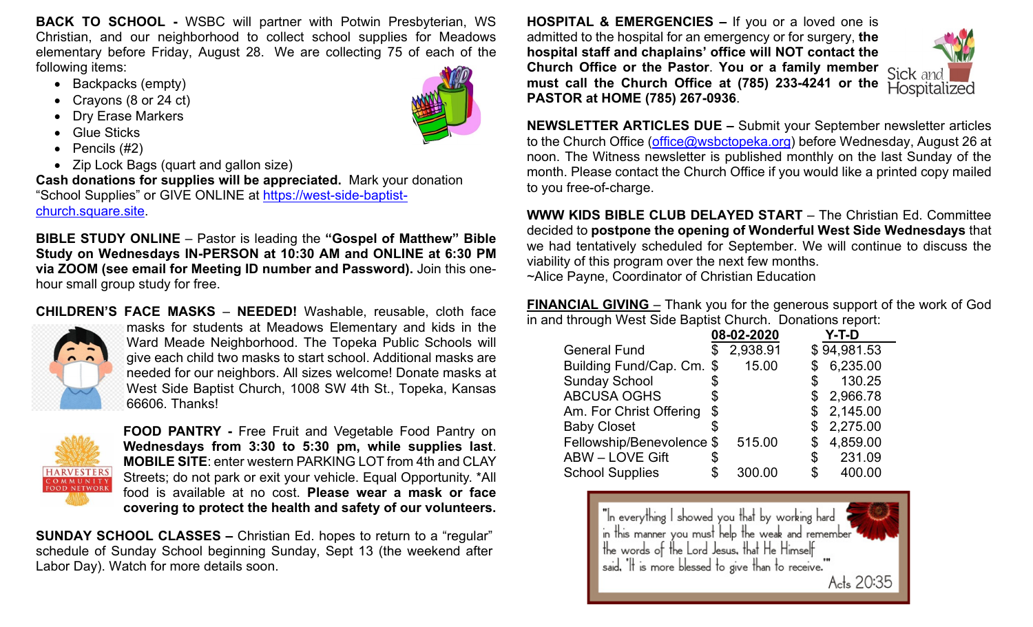**BACK TO SCHOOL -** WSBC will partner with Potwin Presbyterian, WS Christian, and our neighborhood to collect school supplies for Meadows elementary before Friday, August 28. We are collecting 75 of each of the following items:

- Backpacks (empty)
- Crayons (8 or 24 ct)
- Dry Erase Markers
- Glue Sticks
- Pencils (#2)
- Zip Lock Bags (quart and gallon size)

**Cash donations for supplies will be appreciated.** Mark your donation "School Supplies" or GIVE ONLINE at https://west-side-baptist-church.square.site.

**BIBLE STUDY ONLINE** – Pastor is leading the **"Gospel of Matthew" Bible Study on Wednesdays IN-PERSON at 10:30 AM and ONLINE at 6:30 PM via ZOOM (see email for Meeting ID number and Password).** Join this one-hour small group study for free.

**CHILDREN'S FACE MASKS** – **NEEDED!** Washable, reusable, cloth face masks for students at Meadows Elementary and kids in the Ward Meade Neighborhood. The Topeka Public Schools will give each child two masks to start school. Additional masks are needed for our neighbors. All sizes welcome! Donate masks at West Side Baptist Church, 1008 SW 4th St., Topeka, Kansas 66606. Thanks!

**FOOD PANTRY -** Free Fruit and Vegetable Food Pantry on **Wednesdays from 3:30 to 5:30 pm, while supplies last**. **MOBILE SITE**: enter western PARKING LOT from 4th and CLAY Streets; do not park or exit your vehicle. Equal Opportunity. *All food is available at no cost. **Please wear a mask or face covering to protect the health and safety of our volunteers.**

**SUNDAY SCHOOL CLASSES –** Christian Ed. hopes to return to a "regular" schedule of Sunday School beginning Sunday, Sept 13 (the weekend after Labor Day). Watch for more details soon.

**HOSPITAL & EMERGENCIES –** If you or a loved one is admitted to the hospital for an emergency or for surgery, **the hospital staff and chaplains' office will NOT contact the Church Office or the Pastor**. **You or a family member must call the Church Office at (785) 233-4241 or the PASTOR at HOME (785) 267-0936**.

Sick and Hospitalized

**NEWSLETTER ARTICLES DUE –** Submit your September newsletter articles to the Church Office (office@wsbctopeka.org) before Wednesday, August 26 at noon. The Witness newsletter is published monthly on the last Sunday of the month. Please contact the Church Office if you would like a printed copy mailed to you free-of-charge.

**WWW KIDS BIBLE CLUB DELAYED START** – The Christian Ed. Committee decided to **postpone the opening of Wonderful West Side Wednesdays** that we had tentatively scheduled for September. We will continue to discuss the viability of this program over the next few months.
~Alice Payne, Coordinator of Christian Education

**FINANCIAL GIVING** – Thank you for the generous support of the work of God in and through West Side Baptist Church. Donations report:

| | 08-02-2020 | Y-T-D |
|---|---|---|
| General Fund | $ 2,938.91 | $ 94,981.53 |
| Building Fund/Cap. Cm. | $ 15.00 | $ 6,235.00 |
| Sunday School | $ | $ 130.25 |
| ABCUSA OGHS | $ | $ 2,966.78 |
| Am. For Christ Offering | $ | $ 2,145.00 |
| Baby Closet | $ | $ 2,275.00 |
| Fellowship/Benevolence | $ 515.00 | $ 4,859.00 |
| ABW – LOVE Gift | $ | $ 231.09 |
| School Supplies | $ 300.00 | $ 400.00 |

"In everything I showed you that by working hard in this manner you must help the weak and remember the words of the Lord Jesus, that He Himself said, 'It is more blessed to give than to receive.'"
Acts 20:35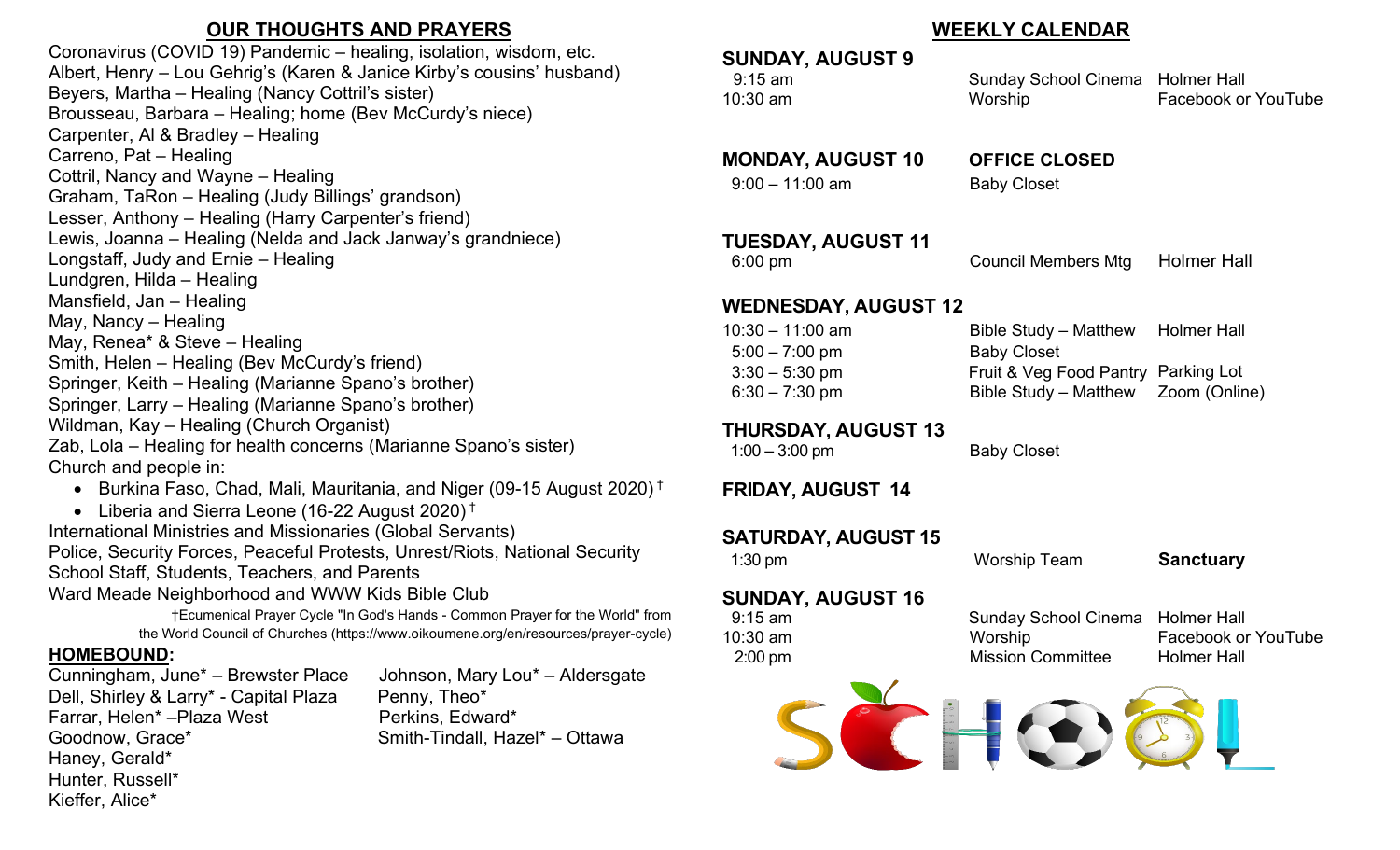## OUR THOUGHTS AND PRAYERS

Coronavirus (COVID 19) Pandemic – healing, isolation, wisdom, etc.
Albert, Henry – Lou Gehrig's (Karen & Janice Kirby's cousins' husband)
Beyers, Martha – Healing (Nancy Cottril's sister)
Brousseau, Barbara – Healing; home (Bev McCurdy's niece)
Carpenter, Al & Bradley – Healing
Carreno, Pat – Healing
Cottril, Nancy and Wayne – Healing
Graham, TaRon – Healing (Judy Billings' grandson)
Lesser, Anthony – Healing (Harry Carpenter's friend)
Lewis, Joanna – Healing (Nelda and Jack Janway's grandniece)
Longstaff, Judy and Ernie – Healing
Lundgren, Hilda – Healing
Mansfield, Jan – Healing
May, Nancy – Healing
May, Renea* & Steve – Healing
Smith, Helen – Healing (Bev McCurdy's friend)
Springer, Keith – Healing (Marianne Spano's brother)
Springer, Larry – Healing (Marianne Spano's brother)
Wildman, Kay – Healing (Church Organist)
Zab, Lola – Healing for health concerns (Marianne Spano's sister)
Church and people in:

- Burkina Faso, Chad, Mali, Mauritania, and Niger (09-15 August 2020) †
- Liberia and Sierra Leone (16-22 August 2020) †

International Ministries and Missionaries (Global Servants)
Police, Security Forces, Peaceful Protests, Unrest/Riots, National Security
School Staff, Students, Teachers, and Parents
Ward Meade Neighborhood and WWW Kids Bible Club

†Ecumenical Prayer Cycle "In God's Hands - Common Prayer for the World" from the World Council of Churches (https://www.oikoumene.org/en/resources/prayer-cycle)

**HOMEBOUND:**

Cunningham, June* – Brewster Place
Dell, Shirley & Larry* - Capital Plaza
Farrar, Helen* –Plaza West
Goodnow, Grace*
Haney, Gerald*
Hunter, Russell*
Kieffer, Alice*
Johnson, Mary Lou* – Aldersgate
Penny, Theo*
Perkins, Edward*
Smith-Tindall, Hazel* – Ottawa

## WEEKLY CALENDAR

**SUNDAY, AUGUST 9**

| | | |
|---|---|---|
| 9:15 am | Sunday School Cinema | Holmer Hall |
| 10:30 am | Worship | Facebook or YouTube |

**MONDAY, AUGUST 10** — **OFFICE CLOSED**

| | | |
|---|---|---|
| 9:00 – 11:00 am | Baby Closet | |

**TUESDAY, AUGUST 11**

| | | |
|---|---|---|
| 6:00 pm | Council Members Mtg | Holmer Hall |

**WEDNESDAY, AUGUST 12**

| | | |
|---|---|---|
| 10:30 – 11:00 am | Bible Study – Matthew | Holmer Hall |
| 5:00 – 7:00 pm | Baby Closet | |
| 3:30 – 5:30 pm | Fruit & Veg Food Pantry | Parking Lot |
| 6:30 – 7:30 pm | Bible Study – Matthew | Zoom (Online) |

**THURSDAY, AUGUST 13**

| | | |
|---|---|---|
| 1:00 – 3:00 pm | Baby Closet | |

**FRIDAY, AUGUST 14**

**SATURDAY, AUGUST 15**

| | | |
|---|---|---|
| 1:30 pm | Worship Team | **Sanctuary** |

**SUNDAY, AUGUST 16**

| | | |
|---|---|---|
| 9:15 am | Sunday School Cinema | Holmer Hall |
| 10:30 am | Worship | Facebook or YouTube |
| 2:00 pm | Mission Committee | Holmer Hall |